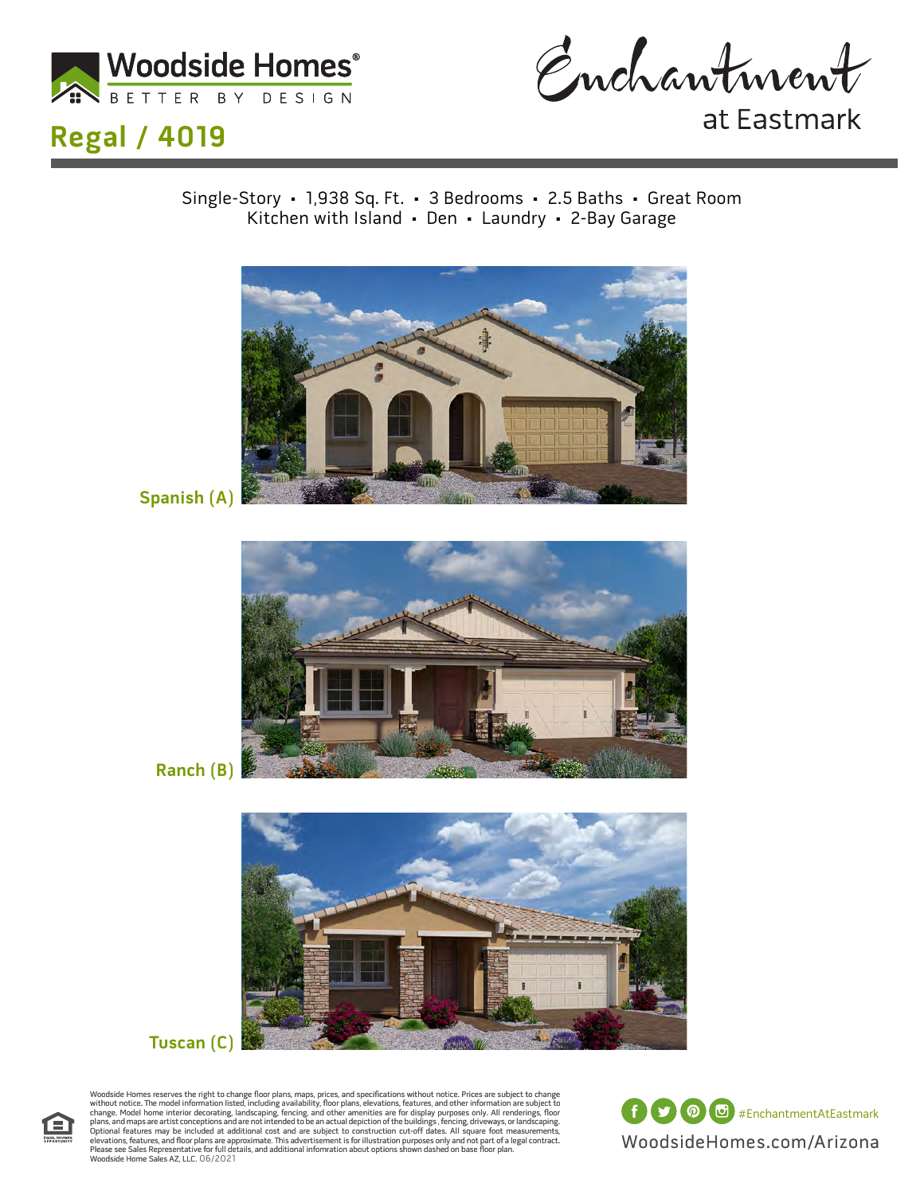Woodside Homes®
BETTER BY DESIGN

Enchantment at Eastmark

# Regal / 4019

Single-Story • 1,938 Sq. Ft. • 3 Bedrooms • 2.5 Baths • Great Room
Kitchen with Island • Den • Laundry • 2-Bay Garage

Spanish (A)

Ranch (B)

Tuscan (C)

Woodside Homes reserves the right to change floor plans, maps, prices, and specifications without notice. Prices are subject to change without notice. The model information listed, including availability, floor plans, elevations, features, and other information are subject to change. Model home interior decorating, landscaping, fencing, and other amenities are for display purposes only. All renderings, floor plans, and maps are artist conceptions and are not intended to be an actual depiction of the buildings, fencing, driveways, or landscaping. Optional features may be included at additional cost and are subject to construction cut-off dates. All square foot measurements, elevations, features, and floor plans are approximate. This advertisement is for illustration purposes only and not part of a legal contract. Please see Sales Representative for full details, and additional infomration about options shown dashed on base floor plan. Woodside Home Sales AZ, LLC. 06/2021

#EnchantmentAtEastmark

WoodsideHomes.com/Arizona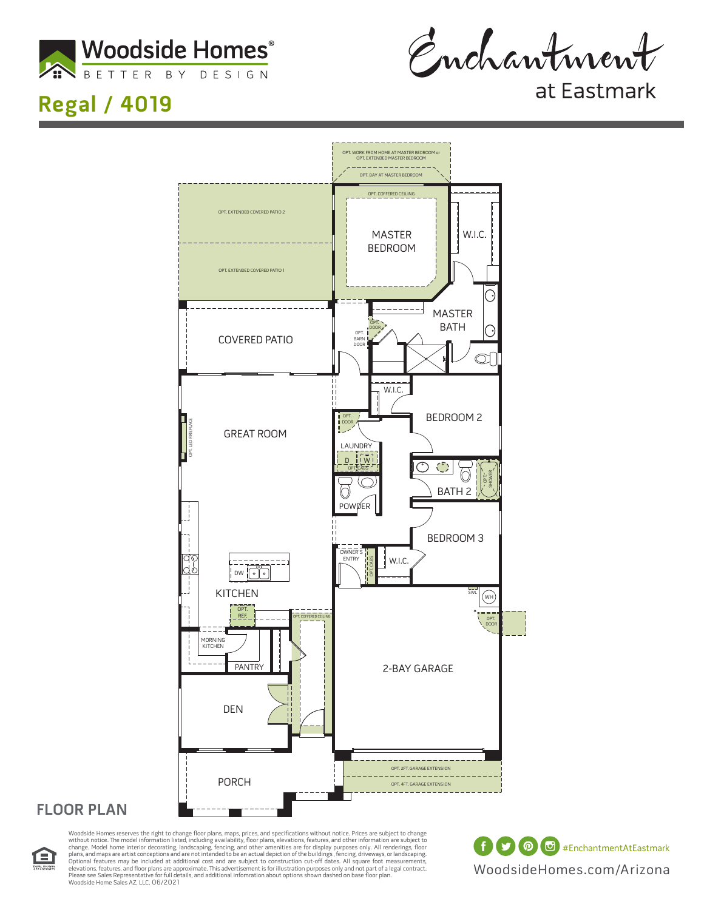Woodside Homes®

BETTER BY DESIGN

Enchantment at Eastmark

# Regal / 4019

OPT. WORK FROM HOME AT MASTER BEDROOM or OPT. EXTENDED MASTER BEDROOM

OPT. BAY AT MASTER BEDROOM

OPT. COFFERED CEILING

MASTER BEDROOM

W.I.C.

OPT. EXTENDED COVERED PATIO 2

OPT. EXTENDED COVERED PATIO 1

MASTER BATH

OPT. DOOR

OPT. BARN DOOR

COVERED PATIO

W.I.C.

BEDROOM 2

OPT. LED FIREPLACE

GREAT ROOM

OPT. DOOR

LAUNDRY

D W

OPT. CABS

BATH 2

OPT. SHOWER

POWDER

BEDROOM 3

OWNER'S ENTRY

OPT. CABS

W.I.C.

DW

KITCHEN

SWL

WH

OPT. REF.

OPT. COFFERED CEILING

OPT. DOOR

MORNING KITCHEN

PANTRY

2-BAY GARAGE

DEN

PORCH

OPT. 2FT. GARAGE EXTENSION

OPT. 4FT. GARAGE EXTENSION

## FLOOR PLAN

Woodside Homes reserves the right to change floor plans, maps, prices, and specifications without notice. Prices are subject to change without notice. The model information listed, including availability, floor plans, elevations, features, and other information are subject to change. Model home interior decorating, landscaping, fencing, and other amenities are for display purposes only. All renderings, floor plans, and maps are artist conceptions and are not intended to be an actual depiction of the buildings, fencing, driveways, or landscaping. Optional features may be included at additional cost and are subject to construction cut-off dates. All square foot measurements, elevations, features, and floor plans are approximate. This advertisement is for illustration purposes only and not part of a legal contract. Please see Sales Representative for full details, and additional infomration about options shown dashed on base floor plan. Woodside Home Sales AZ, LLC. 06/2021

#EnchantmentAtEastmark

WoodsideHomes.com/Arizona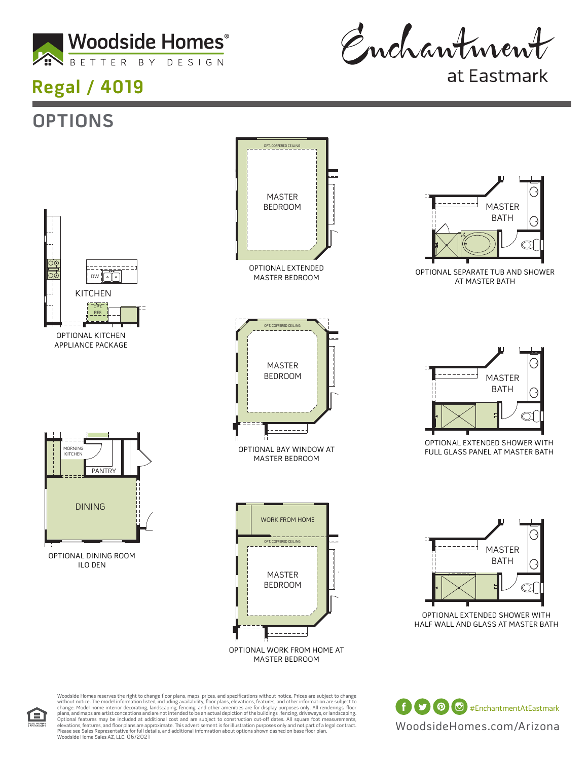Woodside Homes®
BETTER BY DESIGN

Enchantment at Eastmark

## Regal / 4019

# OPTIONS

KITCHEN

DW

OPT. REF.

OPTIONAL KITCHEN APPLIANCE PACKAGE

OPT. COFFERED CEILING

MASTER BEDROOM

OPTIONAL EXTENDED MASTER BEDROOM

MASTER BATH

OPTIONAL SEPARATE TUB AND SHOWER AT MASTER BATH

OPT. COFFERED CEILING

MASTER BEDROOM

OPTIONAL BAY WINDOW AT MASTER BEDROOM

MASTER BATH

OPTIONAL EXTENDED SHOWER WITH FULL GLASS PANEL AT MASTER BATH

MORNING KITCHEN

PANTRY

DINING

OPTIONAL DINING ROOM ILO DEN

WORK FROM HOME

OPT. COFFERED CEILING

MASTER BEDROOM

OPTIONAL WORK FROM HOME AT MASTER BEDROOM

MASTER BATH

OPTIONAL EXTENDED SHOWER WITH HALF WALL AND GLASS AT MASTER BATH

Woodside Homes reserves the right to change floor plans, maps, prices, and specifications without notice. Prices are subject to change without notice. The model information listed, including availability, floor plans, elevations, features, and other information are subject to change. Model home interior decorating, landscaping, fencing, and other amenities are for display purposes only. All renderings, floor plans, and maps are artist conceptions and are not intended to be an actual depiction of the buildings, fencing, driveways, or landscaping. Optional features may be included at additional cost and are subject to construction cut-off dates. All square foot measurements, elevations, features, and floor plans are approximate. This advertisement is for illustration purposes only and not part of a legal contract. Please see Sales Representative for full details, and additional infomration about options shown dashed on base floor plan.
Woodside Home Sales AZ, LLC. 06/2021

#EnchantmentAtEastmark

WoodsideHomes.com/Arizona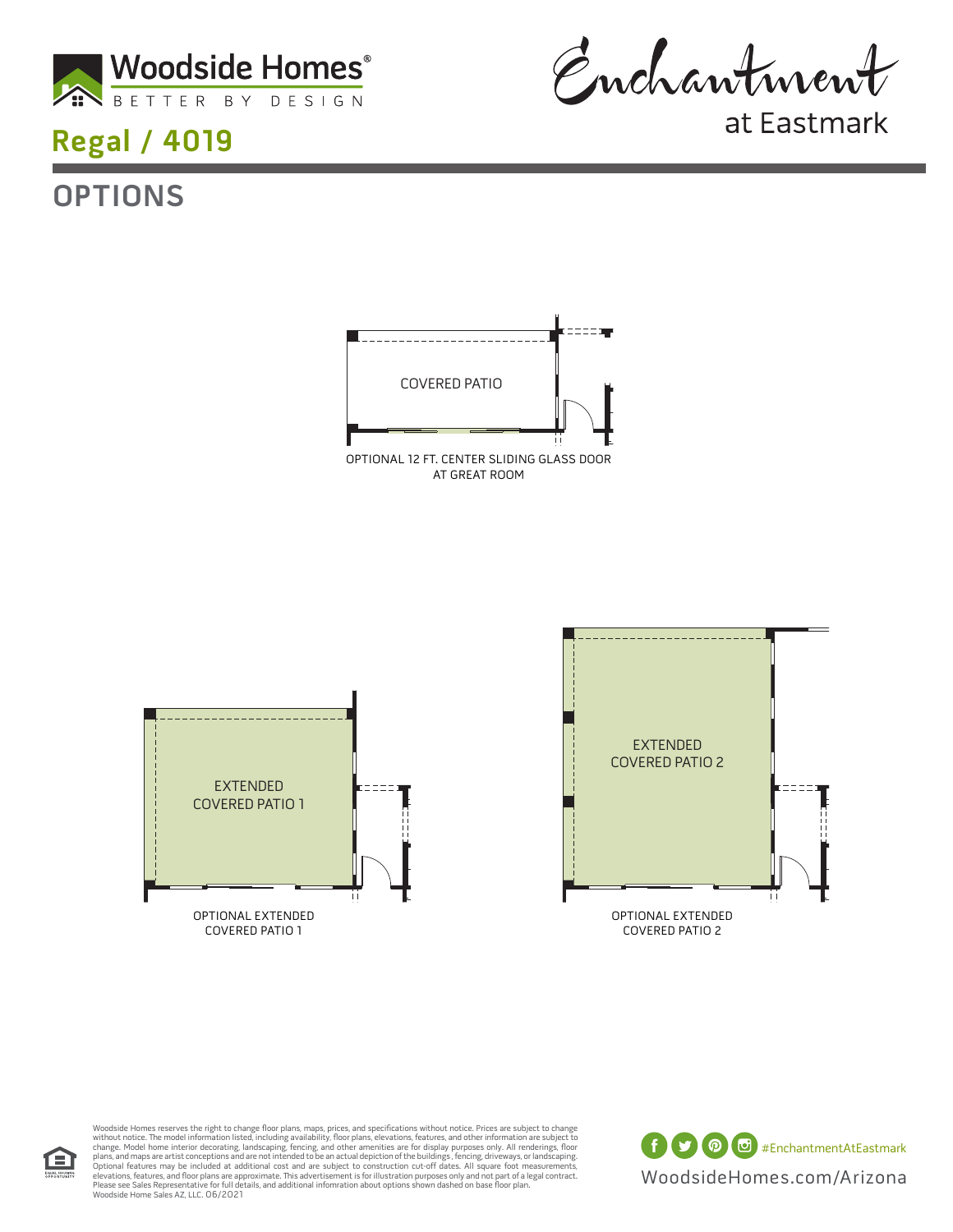Woodside Homes® BETTER BY DESIGN

Enchantment at Eastmark

## Regal / 4019

# OPTIONS

COVERED PATIO

OPTIONAL 12 FT. CENTER SLIDING GLASS DOOR AT GREAT ROOM

EXTENDED COVERED PATIO 1

OPTIONAL EXTENDED COVERED PATIO 1

EXTENDED COVERED PATIO 2

OPTIONAL EXTENDED COVERED PATIO 2

Woodside Homes reserves the right to change floor plans, maps, prices, and specifications without notice. Prices are subject to change without notice. The model information listed, including availability, floor plans, elevations, features, and other information are subject to change. Model home interior decorating, landscaping, fencing, and other amenities are for display purposes only. All renderings, floor plans, and maps are artist conceptions and are not intended to be an actual depiction of the buildings, fencing, driveways, or landscaping. Optional features may be included at additional cost and are subject to construction cut-off dates. All square foot measurements, elevations, features, and floor plans are approximate. This advertisement is for illustration purposes only and not part of a legal contract. Please see Sales Representative for full details, and additional infomration about options shown dashed on base floor plan. Woodside Home Sales AZ, LLC. 06/2021

#EnchantmentAtEastmark

WoodsideHomes.com/Arizona